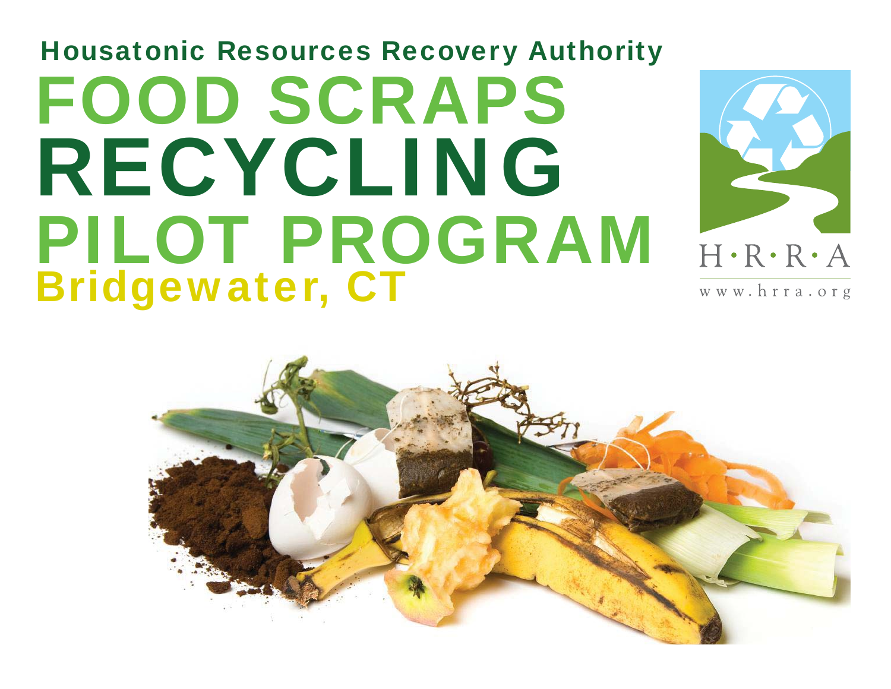## Housatonic Resources Recovery Authority

# FOOD SCRAPS RECYCLING PILOT PROGRAM

## Bridgewater, CT

H·R·R·A

www.hrra.org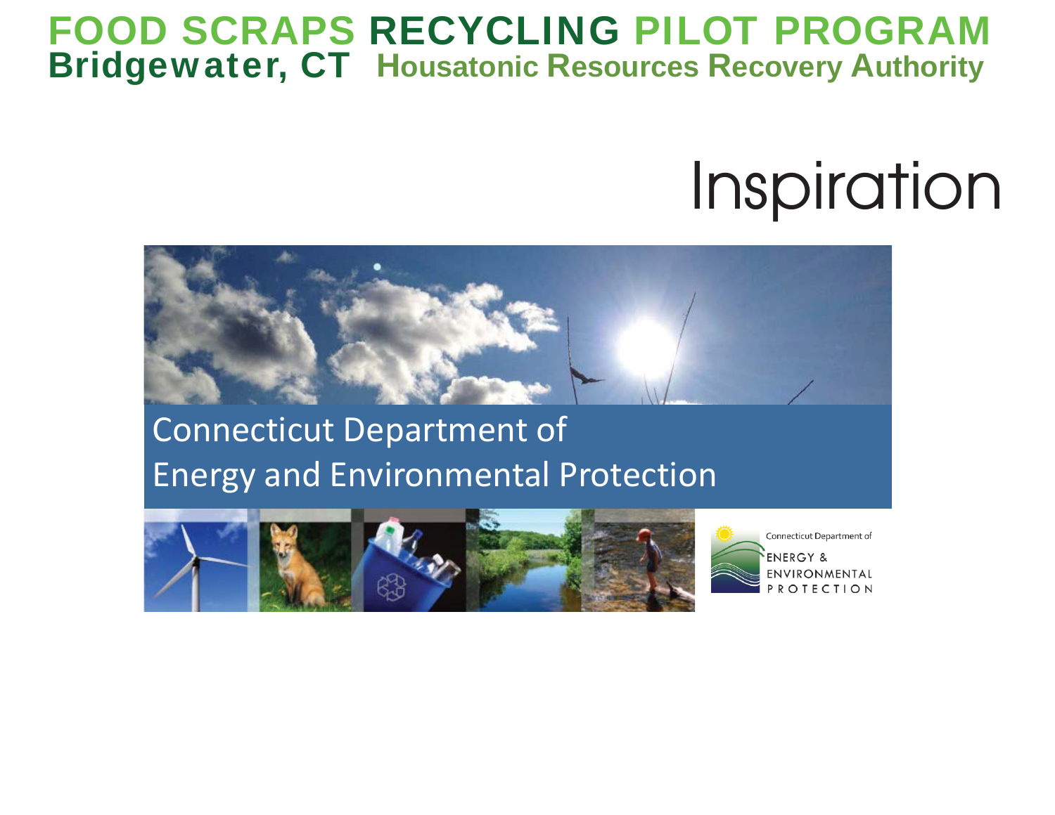# FOOD SCRAPS RECYCLING PILOT PROGRAM

**Bridgewater, CT** **Housatonic Resources Recovery Authority**

## Inspiration

Connecticut Department of
Energy and Environmental Protection

Connecticut Department of
ENERGY &
ENVIRONMENTAL
PROTECTION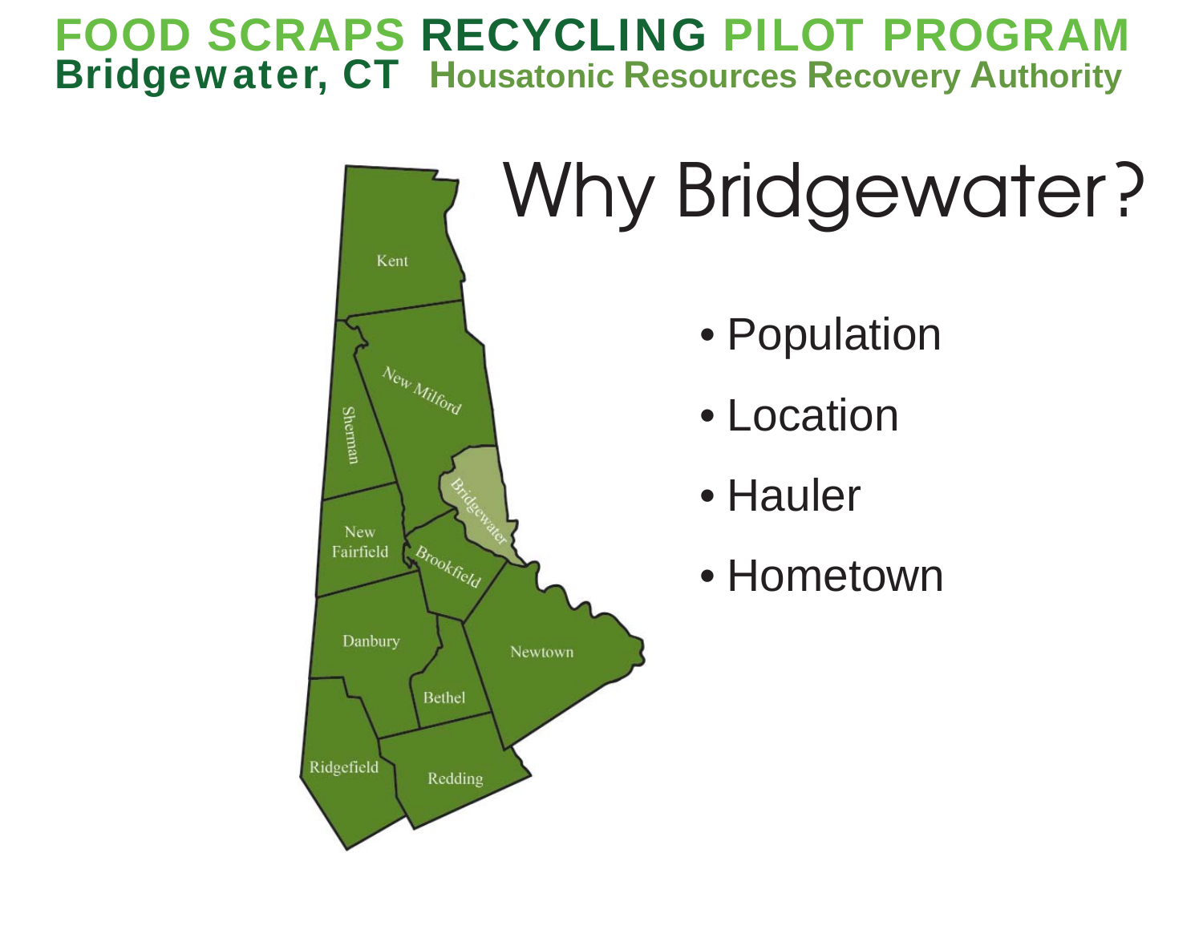# Why Bridgewater?

- Population
- Location
- Hauler
- Hometown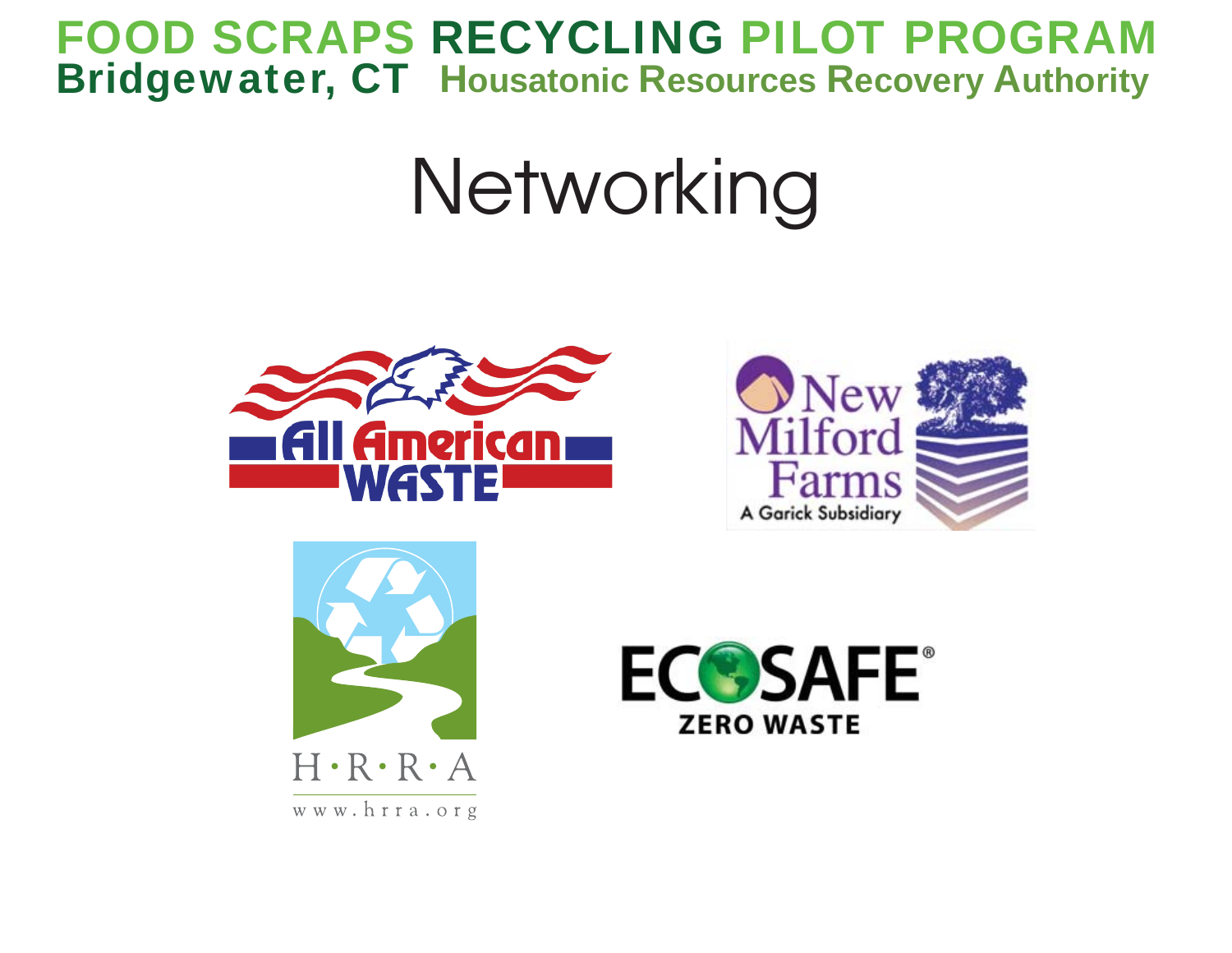FOOD SCRAPS RECYCLING PILOT PROGRAM
**Bridgewater, CT** Housatonic Resources Recovery Authority

# Networking

All American WASTE

New Milford Farms
A Garick Subsidiary

H·R·R·A
www.hrra.org

ECOSAFE®
ZERO WASTE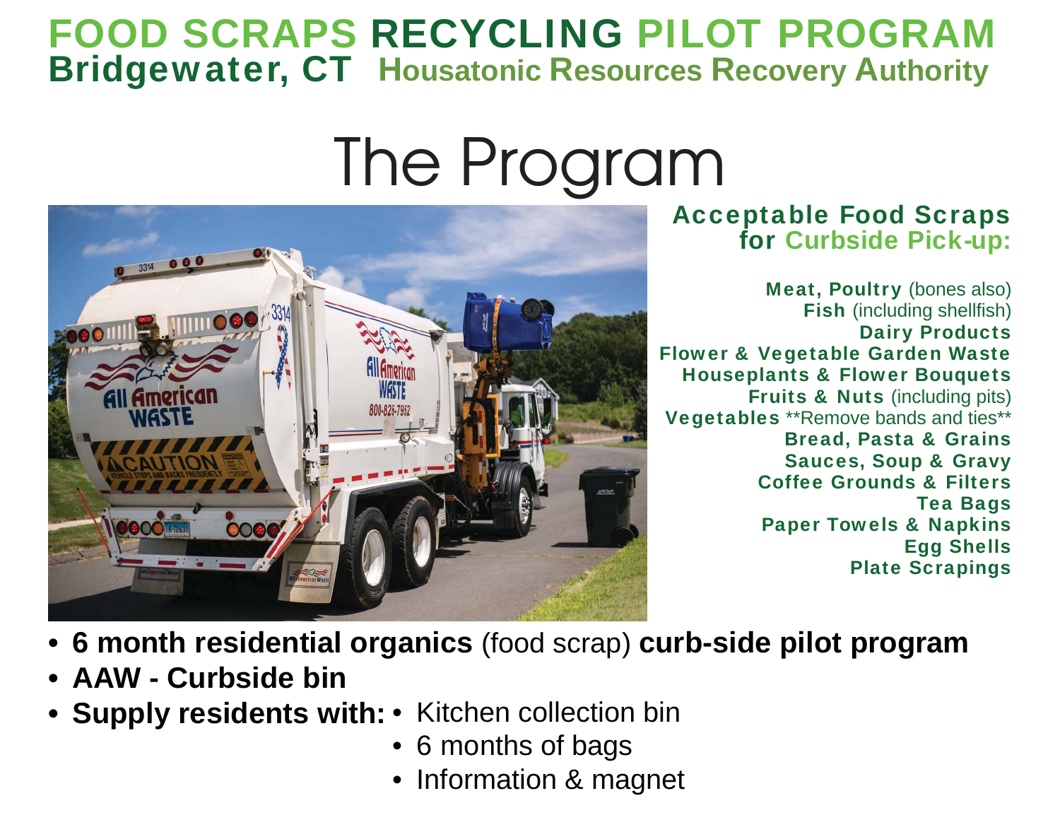# FOOD SCRAPS RECYCLING PILOT PROGRAM

**Bridgewater, CT** **Housatonic Resources Recovery Authority**

## The Program

### Acceptable Food Scraps for Curbside Pick-up:

**Meat, Poultry** (bones also)
**Fish** (including shellfish)
**Dairy Products**
**Flower & Vegetable Garden Waste**
**Houseplants & Flower Bouquets**
**Fruits & Nuts** (including pits)
**Vegetables** **Remove bands and ties**
**Bread, Pasta & Grains**
**Sauces, Soup & Gravy**
**Coffee Grounds & Filters**
**Tea Bags**
**Paper Towels & Napkins**
**Egg Shells**
**Plate Scrapings**

- **6 month residential organics** (food scrap) **curb-side pilot program**
- **AAW - Curbside bin**
- **Supply residents with:**
  - Kitchen collection bin
  - 6 months of bags
  - Information & magnet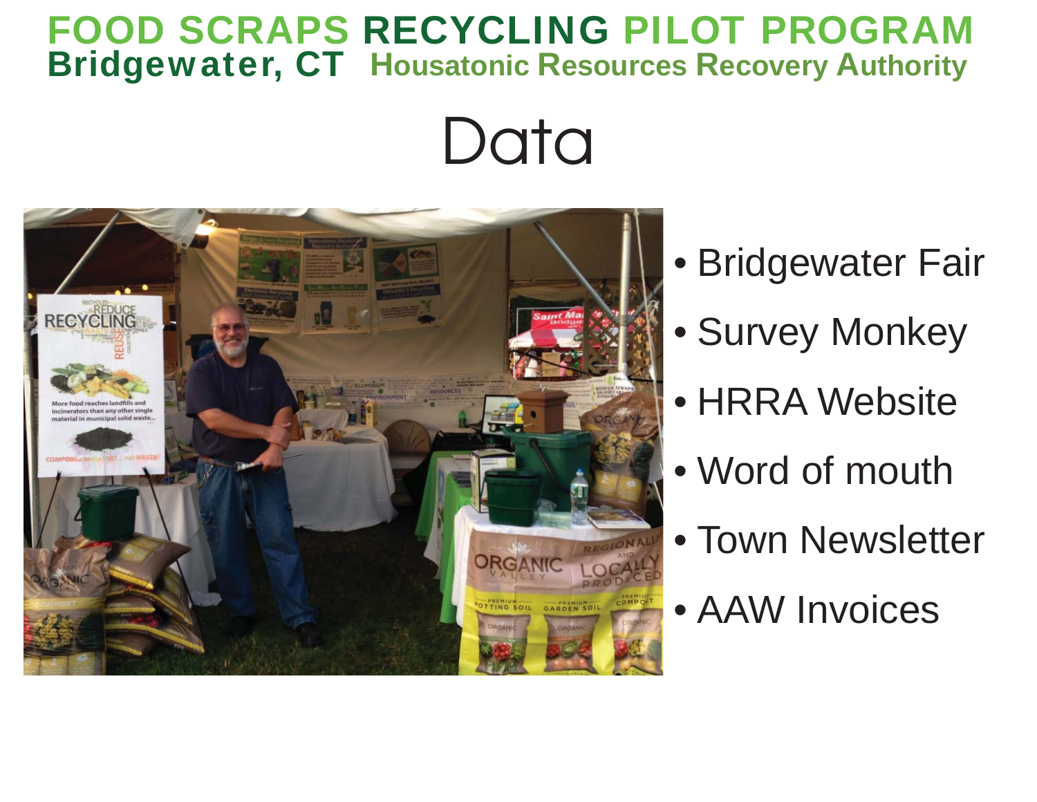# FOOD SCRAPS RECYCLING PILOT PROGRAM

**Bridgewater, CT** **Housatonic Resources Recovery Authority**

## Data

- Bridgewater Fair
- Survey Monkey
- HRRA Website
- Word of mouth
- Town Newsletter
- AAW Invoices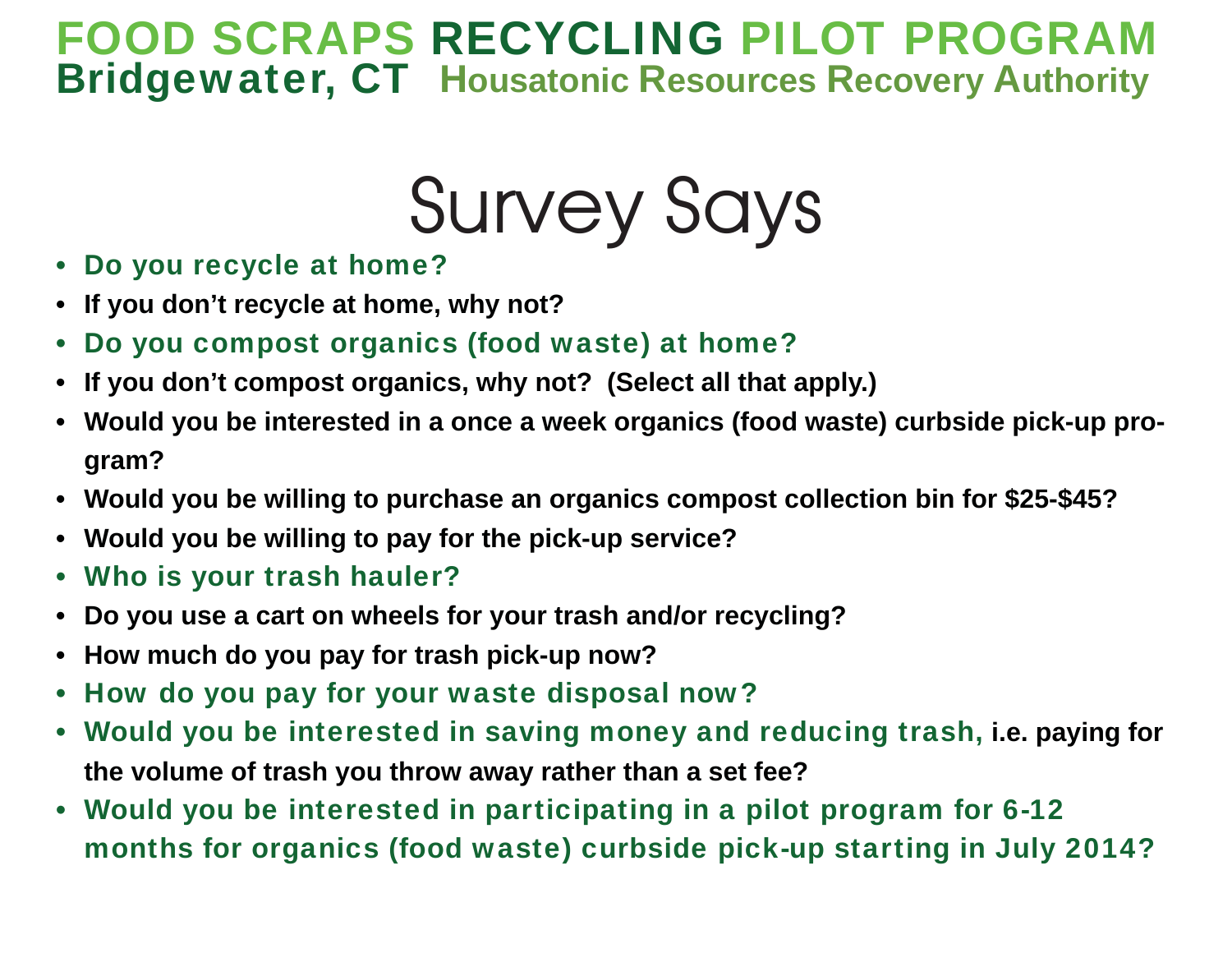# FOOD SCRAPS RECYCLING PILOT PROGRAM

## Bridgewater, CT Housatonic Resources Recovery Authority

# Survey Says

- **Do you recycle at home?**
- **If you don't recycle at home, why not?**
- **Do you compost organics (food waste) at home?**
- **If you don't compost organics, why not? (Select all that apply.)**
- **Would you be interested in a once a week organics (food waste) curbside pick-up program?**
- **Would you be willing to purchase an organics compost collection bin for $25-$45?**
- **Would you be willing to pay for the pick-up service?**
- **Who is your trash hauler?**
- **Do you use a cart on wheels for your trash and/or recycling?**
- **How much do you pay for trash pick-up now?**
- **How do you pay for your waste disposal now?**
- **Would you be interested in saving money and reducing trash, i.e. paying for the volume of trash you throw away rather than a set fee?**
- **Would you be interested in participating in a pilot program for 6-12 months for organics (food waste) curbside pick-up starting in July 2014?**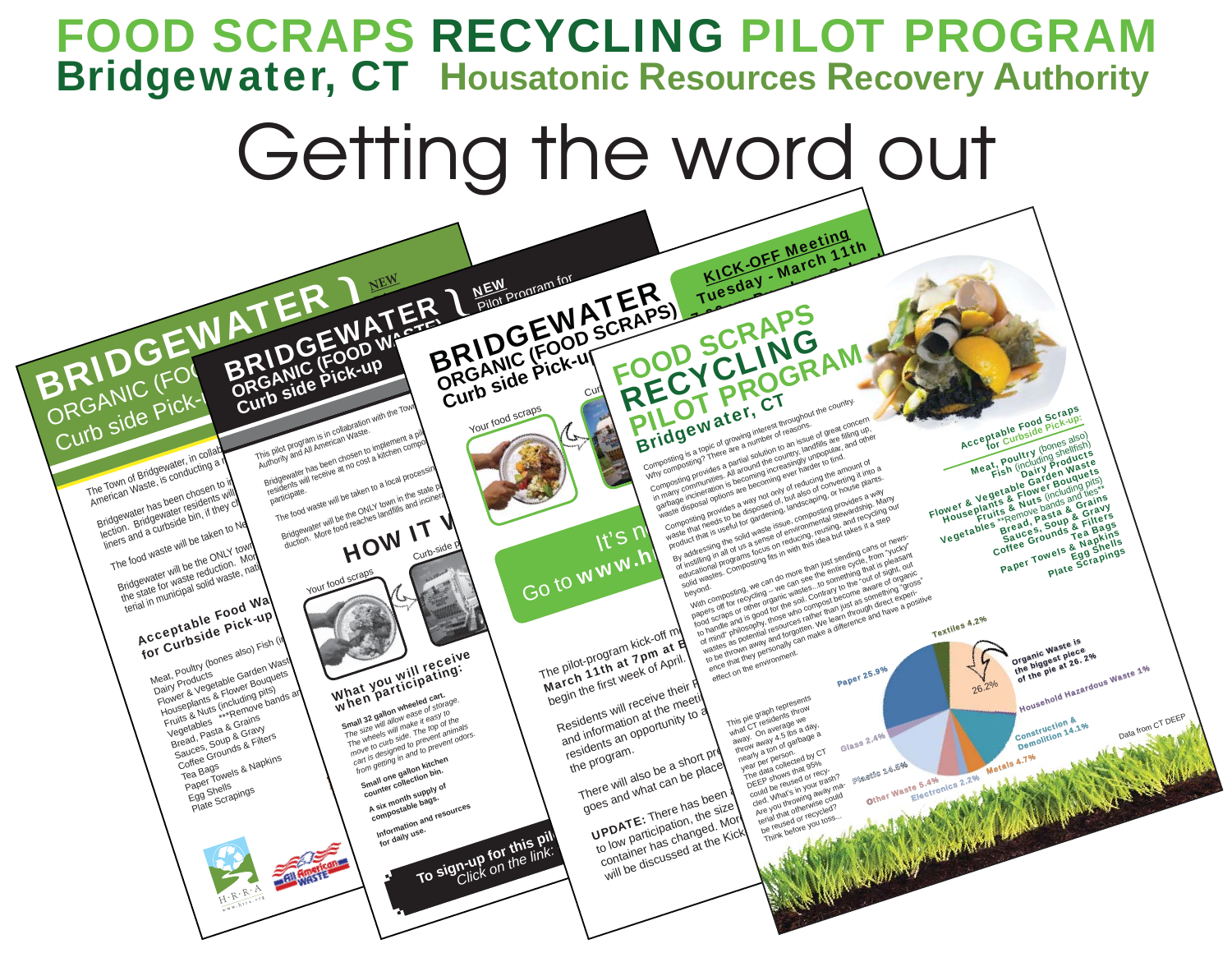# FOOD SCRAPS RECYCLING PILOT PROGRAM

## Bridgewater, CT Housatonic Resources Recovery Authority

# Getting the word out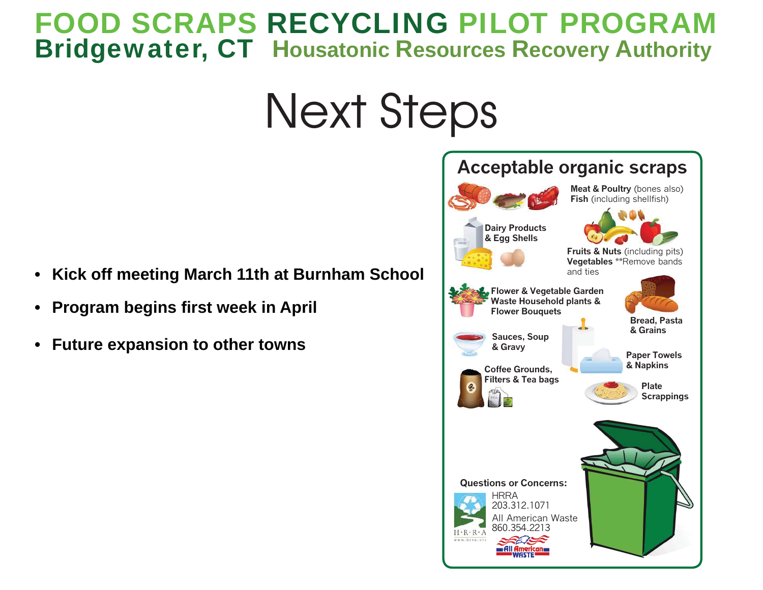# FOOD SCRAPS RECYCLING PILOT PROGRAM

**Bridgewater, CT** Housatonic Resources Recovery Authority

## Next Steps

- **Kick off meeting March 11th at Burnham School**
- **Program begins first week in April**
- **Future expansion to other towns**

### Acceptable organic scraps

- **Meat & Poultry** (bones also)
- **Fish** (including shellfish)
- **Dairy Products & Egg Shells**
- **Fruits & Nuts** (including pits)
- **Vegetables** **Remove bands and ties
- **Flower & Vegetable Garden Waste Household plants & Flower Bouquets**
- **Bread, Pasta & Grains**
- **Sauces, Soup & Gravy**
- **Paper Towels & Napkins**
- **Coffee Grounds, Filters & Tea bags**
- **Plate Scrappings**

**Questions or Concerns:**

HRRA
203.312.1071

All American Waste
860.354.2213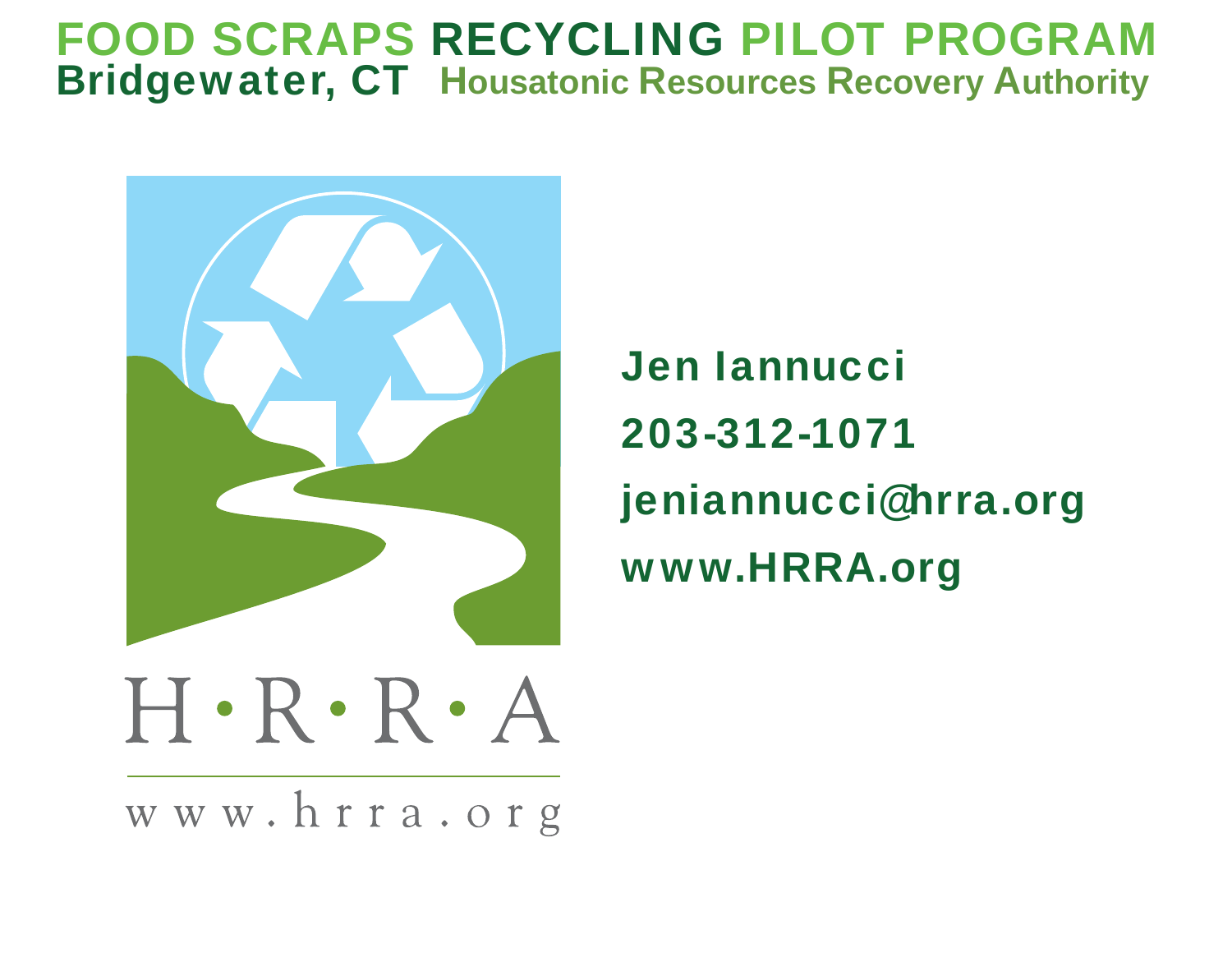# FOOD SCRAPS RECYCLING PILOT PROGRAM

**Bridgewater, CT** **Housatonic Resources Recovery Authority**

H·R·R·A

www.hrra.org

**Jen Iannucci**

**203-312-1071**

**jeniannucci@hrra.org**

**www.HRRA.org**